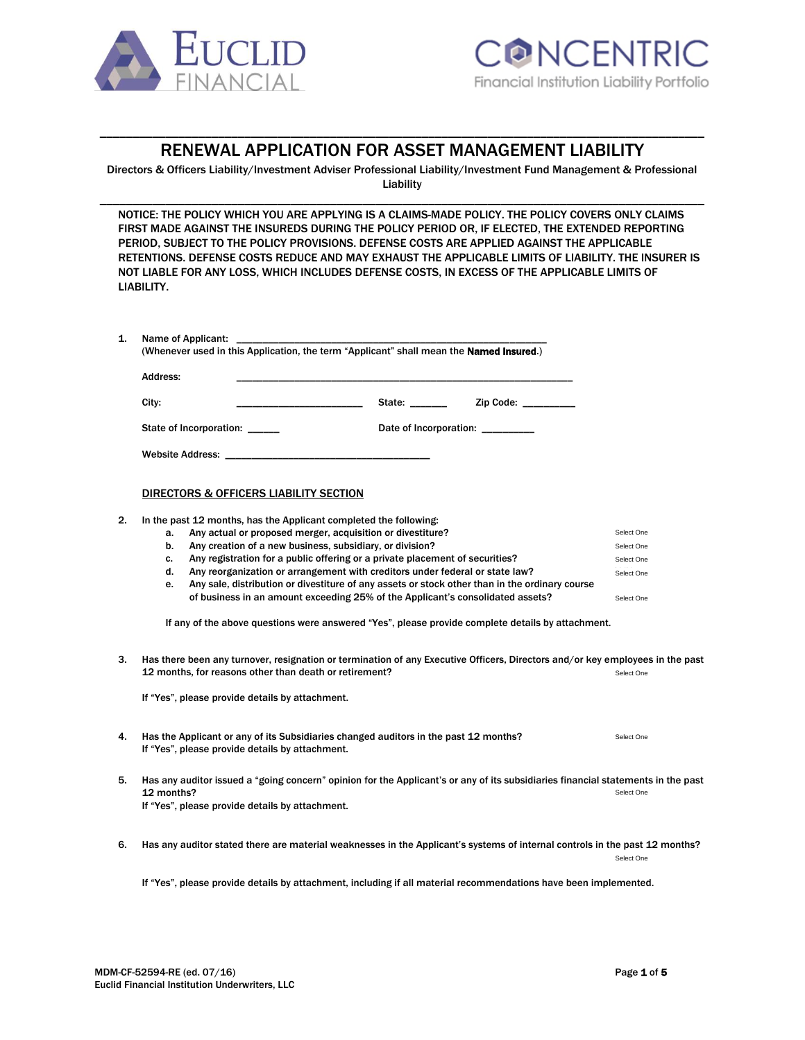EUCLID FINANCIAL

CONCENTRIC
Financial Institution Liability Portfolio

# RENEWAL APPLICATION FOR ASSET MANAGEMENT LIABILITY

Directors & Officers Liability/Investment Adviser Professional Liability/Investment Fund Management & Professional Liability

NOTICE: THE POLICY WHICH YOU ARE APPLYING IS A CLAIMS-MADE POLICY. THE POLICY COVERS ONLY CLAIMS FIRST MADE AGAINST THE INSUREDS DURING THE POLICY PERIOD OR, IF ELECTED, THE EXTENDED REPORTING PERIOD, SUBJECT TO THE POLICY PROVISIONS. DEFENSE COSTS ARE APPLIED AGAINST THE APPLICABLE RETENTIONS. DEFENSE COSTS REDUCE AND MAY EXHAUST THE APPLICABLE LIMITS OF LIABILITY. THE INSURER IS NOT LIABLE FOR ANY LOSS, WHICH INCLUDES DEFENSE COSTS, IN EXCESS OF THE APPLICABLE LIMITS OF LIABILITY.

1. Name of Applicant: ____________________________________________________________
   (Whenever used in this Application, the term "Applicant" shall mean the **Named Insured**.)

   Address: ____________________________________________________________

   City: ________________________ State: _______ Zip Code: __________

   State of Incorporation: ______ Date of Incorporation: __________

   Website Address: ______________________________________

## DIRECTORS & OFFICERS LIABILITY SECTION

2. In the past 12 months, has the Applicant completed the following:
   a. Any actual or proposed merger, acquisition or divestiture? Select One
   b. Any creation of a new business, subsidiary, or division? Select One
   c. Any registration for a public offering or a private placement of securities? Select One
   d. Any reorganization or arrangement with creditors under federal or state law? Select One
   e. Any sale, distribution or divestiture of any assets or stock other than in the ordinary course of business in an amount exceeding 25% of the Applicant's consolidated assets? Select One

   If any of the above questions were answered "Yes", please provide complete details by attachment.

3. Has there been any turnover, resignation or termination of any Executive Officers, Directors and/or key employees in the past 12 months, for reasons other than death or retirement? Select One

   If "Yes", please provide details by attachment.

4. Has the Applicant or any of its Subsidiaries changed auditors in the past 12 months? Select One
   If "Yes", please provide details by attachment.

5. Has any auditor issued a "going concern" opinion for the Applicant's or any of its subsidiaries financial statements in the past 12 months? Select One
   If "Yes", please provide details by attachment.

6. Has any auditor stated there are material weaknesses in the Applicant's systems of internal controls in the past 12 months? Select One

   If "Yes", please provide details by attachment, including if all material recommendations have been implemented.

MDM-CF-52594-RE (ed. 07/16)
Euclid Financial Institution Underwriters, LLC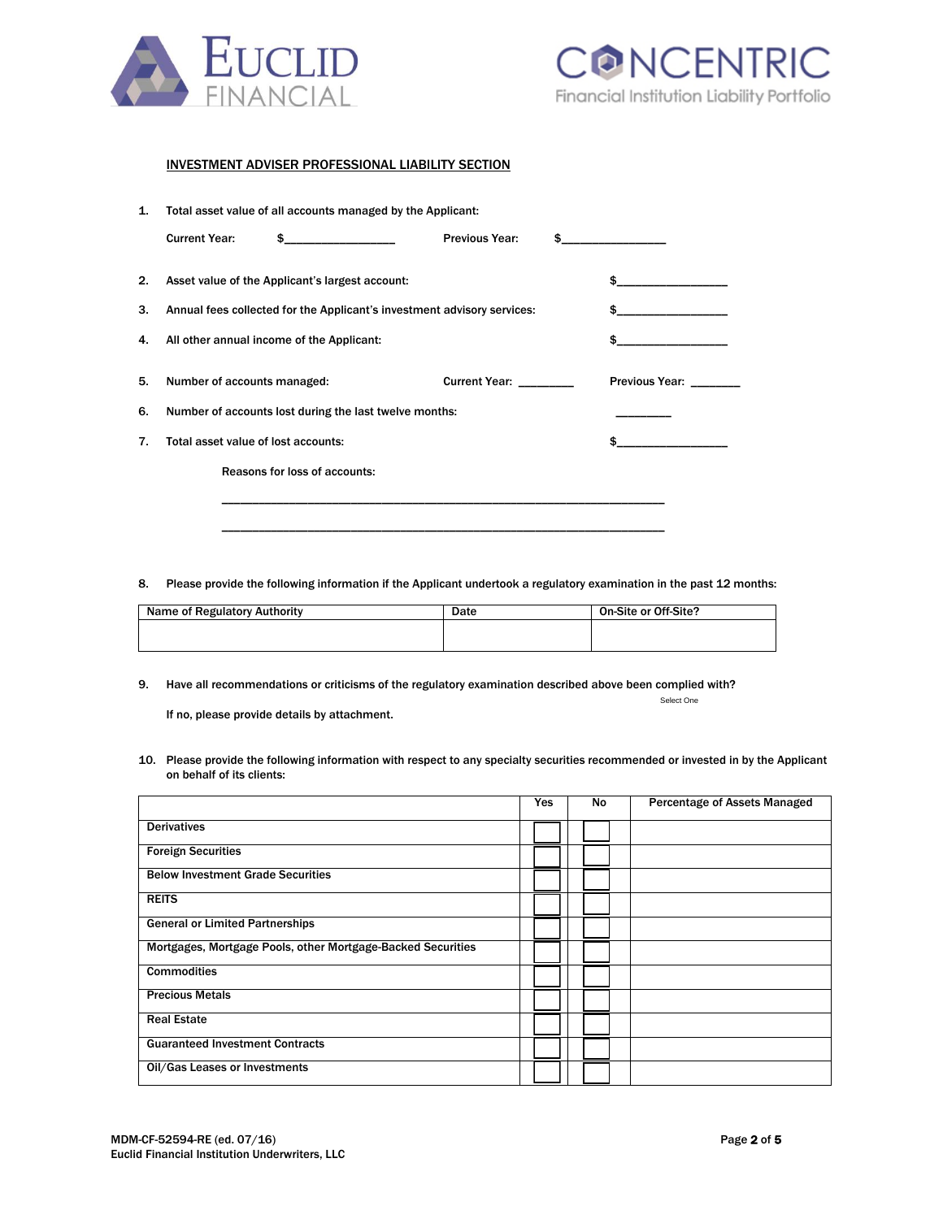## INVESTMENT ADVISER PROFESSIONAL LIABILITY SECTION

1. Total asset value of all accounts managed by the Applicant:

   Current Year: $_________________ Previous Year: $________________

2. Asset value of the Applicant's largest account: $_________________

3. Annual fees collected for the Applicant's investment advisory services: $_________________

4. All other annual income of the Applicant: $_________________

5. Number of accounts managed: Current Year: ________ Previous Year: _______

6. Number of accounts lost during the last twelve months: ________

7. Total asset value of lost accounts: $_________________

   Reasons for loss of accounts:

   ______________________________________________________________________

   ______________________________________________________________________

8. Please provide the following information if the Applicant undertook a regulatory examination in the past 12 months:

| Name of Regulatory Authority | Date | On-Site or Off-Site? |
|---|---|---|
| | | |

9. Have all recommendations or criticisms of the regulatory examination described above been complied with? Select One

   If no, please provide details by attachment.

10. Please provide the following information with respect to any specialty securities recommended or invested in by the Applicant on behalf of its clients:

| | Yes | No | Percentage of Assets Managed |
|---|---|---|---|
| Derivatives | ☐ | ☐ | |
| Foreign Securities | ☐ | ☐ | |
| Below Investment Grade Securities | ☐ | ☐ | |
| REITS | ☐ | ☐ | |
| General or Limited Partnerships | ☐ | ☐ | |
| Mortgages, Mortgage Pools, other Mortgage-Backed Securities | ☐ | ☐ | |
| Commodities | ☐ | ☐ | |
| Precious Metals | ☐ | ☐ | |
| Real Estate | ☐ | ☐ | |
| Guaranteed Investment Contracts | ☐ | ☐ | |
| Oil/Gas Leases or Investments | ☐ | ☐ | |

MDM-CF-52594-RE (ed. 07/16)
Euclid Financial Institution Underwriters, LLC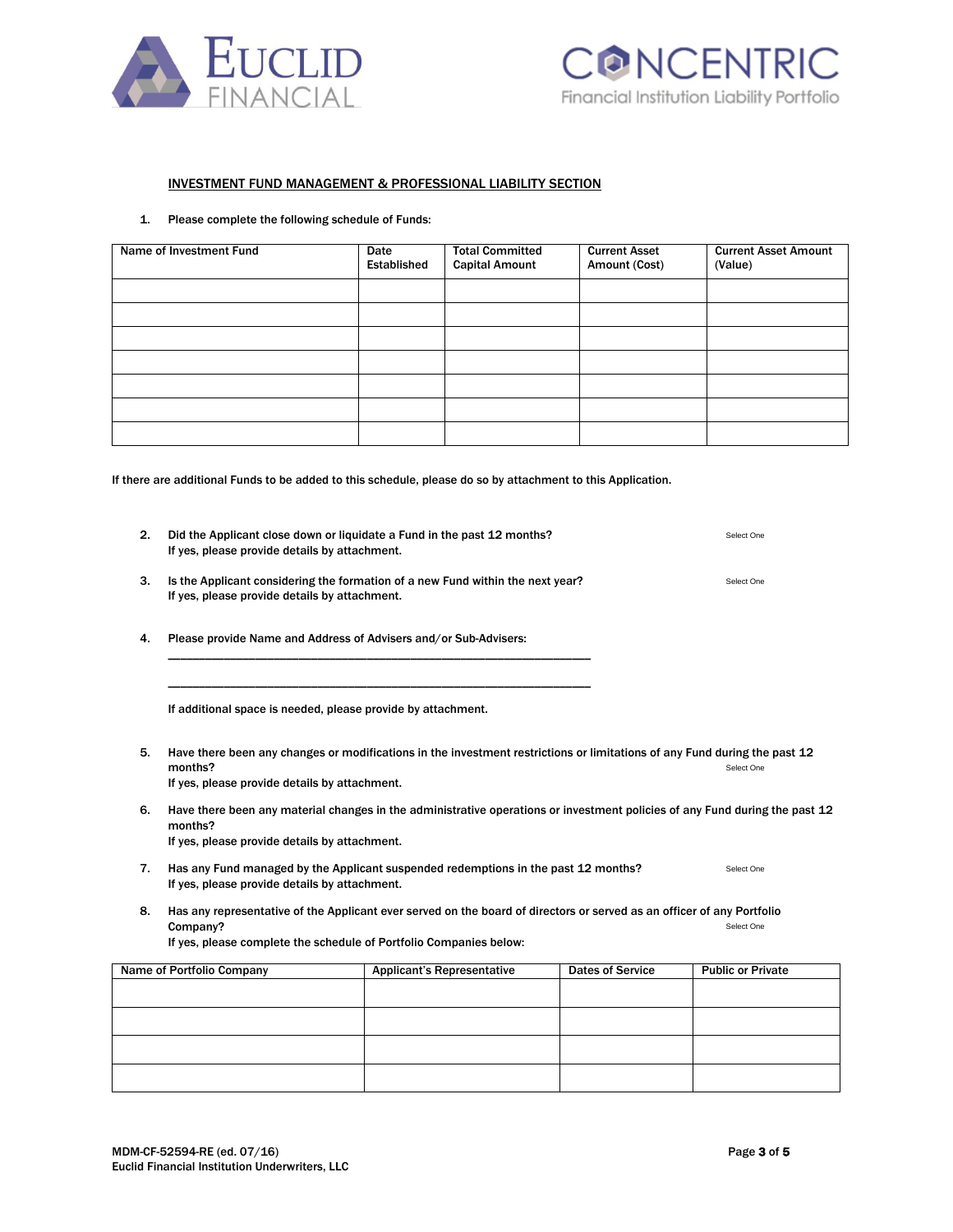## INVESTMENT FUND MANAGEMENT & PROFESSIONAL LIABILITY SECTION

1. Please complete the following schedule of Funds:

| Name of Investment Fund | Date Established | Total Committed Capital Amount | Current Asset Amount (Cost) | Current Asset Amount (Value) |
|---|---|---|---|---|
| | | | | |
| | | | | |
| | | | | |
| | | | | |
| | | | | |
| | | | | |
| | | | | |

If there are additional Funds to be added to this schedule, please do so by attachment to this Application.

2. Did the Applicant close down or liquidate a Fund in the past 12 months? Select One
   If yes, please provide details by attachment.

3. Is the Applicant considering the formation of a new Fund within the next year? Select One
   If yes, please provide details by attachment.

4. Please provide Name and Address of Advisers and/or Sub-Advisers:
   \_\_\_\_\_\_\_\_\_\_\_\_\_\_\_\_\_\_\_\_\_\_\_\_\_\_\_\_\_\_\_\_\_\_\_\_\_\_\_\_\_\_\_\_\_\_\_\_\_\_\_\_\_\_\_\_\_\_\_\_\_\_
   \_\_\_\_\_\_\_\_\_\_\_\_\_\_\_\_\_\_\_\_\_\_\_\_\_\_\_\_\_\_\_\_\_\_\_\_\_\_\_\_\_\_\_\_\_\_\_\_\_\_\_\_\_\_\_\_\_\_\_\_\_\_

   If additional space is needed, please provide by attachment.

5. Have there been any changes or modifications in the investment restrictions or limitations of any Fund during the past 12 months? Select One
   If yes, please provide details by attachment.

6. Have there been any material changes in the administrative operations or investment policies of any Fund during the past 12 months?
   If yes, please provide details by attachment.

7. Has any Fund managed by the Applicant suspended redemptions in the past 12 months? Select One
   If yes, please provide details by attachment.

8. Has any representative of the Applicant ever served on the board of directors or served as an officer of any Portfolio Company? Select One
   If yes, please complete the schedule of Portfolio Companies below:

| Name of Portfolio Company | Applicant's Representative | Dates of Service | Public or Private |
|---|---|---|---|
| | | | |
| | | | |
| | | | |
| | | | |

MDM-CF-52594-RE (ed. 07/16)
Euclid Financial Institution Underwriters, LLC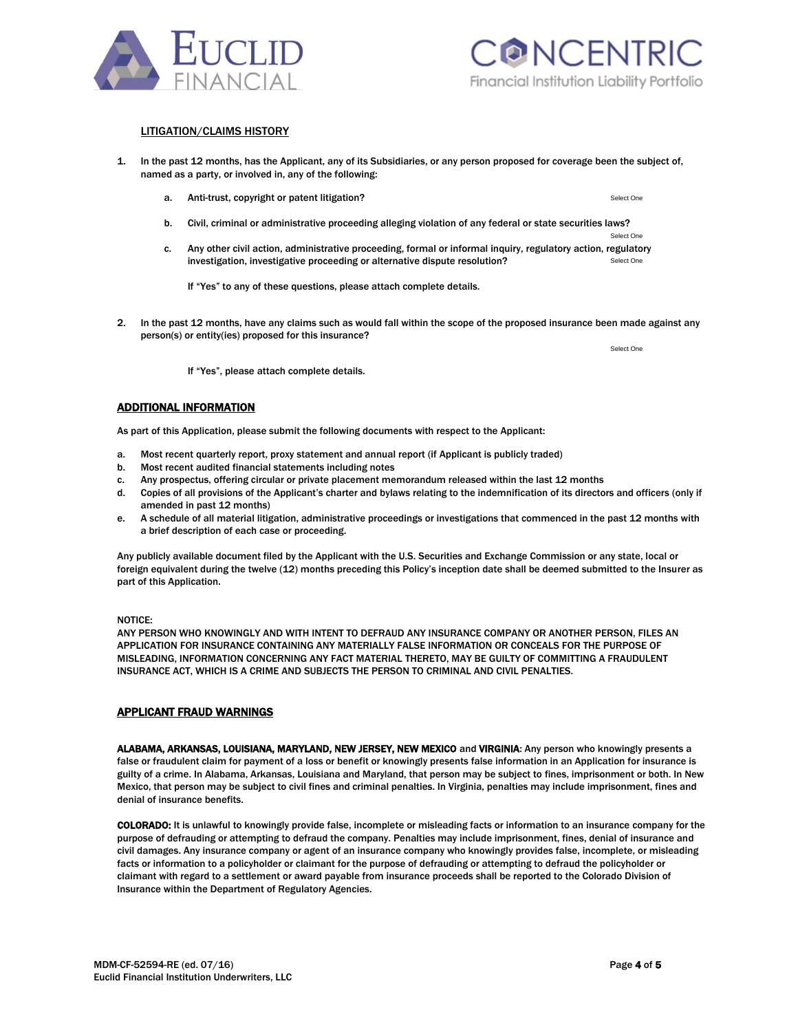## LITIGATION/CLAIMS HISTORY

1. In the past 12 months, has the Applicant, any of its Subsidiaries, or any person proposed for coverage been the subject of, named as a party, or involved in, any of the following:

   a. Anti-trust, copyright or patent litigation? Select One

   b. Civil, criminal or administrative proceeding alleging violation of any federal or state securities laws? Select One

   c. Any other civil action, administrative proceeding, formal or informal inquiry, regulatory action, regulatory investigation, investigative proceeding or alternative dispute resolution? Select One

   If "Yes" to any of these questions, please attach complete details.

2. In the past 12 months, have any claims such as would fall within the scope of the proposed insurance been made against any person(s) or entity(ies) proposed for this insurance? Select One

   If "Yes", please attach complete details.

## ADDITIONAL INFORMATION

As part of this Application, please submit the following documents with respect to the Applicant:

a. Most recent quarterly report, proxy statement and annual report (if Applicant is publicly traded)
b. Most recent audited financial statements including notes
c. Any prospectus, offering circular or private placement memorandum released within the last 12 months
d. Copies of all provisions of the Applicant's charter and bylaws relating to the indemnification of its directors and officers (only if amended in past 12 months)
e. A schedule of all material litigation, administrative proceedings or investigations that commenced in the past 12 months with a brief description of each case or proceeding.

Any publicly available document filed by the Applicant with the U.S. Securities and Exchange Commission or any state, local or foreign equivalent during the twelve (12) months preceding this Policy's inception date shall be deemed submitted to the Insurer as part of this Application.

NOTICE:
ANY PERSON WHO KNOWINGLY AND WITH INTENT TO DEFRAUD ANY INSURANCE COMPANY OR ANOTHER PERSON, FILES AN APPLICATION FOR INSURANCE CONTAINING ANY MATERIALLY FALSE INFORMATION OR CONCEALS FOR THE PURPOSE OF MISLEADING, INFORMATION CONCERNING ANY FACT MATERIAL THERETO, MAY BE GUILTY OF COMMITTING A FRAUDULENT INSURANCE ACT, WHICH IS A CRIME AND SUBJECTS THE PERSON TO CRIMINAL AND CIVIL PENALTIES.

## APPLICANT FRAUD WARNINGS

**ALABAMA, ARKANSAS, LOUISIANA, MARYLAND, NEW JERSEY, NEW MEXICO** and **VIRGINIA**: Any person who knowingly presents a false or fraudulent claim for payment of a loss or benefit or knowingly presents false information in an Application for insurance is guilty of a crime. In Alabama, Arkansas, Louisiana and Maryland, that person may be subject to fines, imprisonment or both. In New Mexico, that person may be subject to civil fines and criminal penalties. In Virginia, penalties may include imprisonment, fines and denial of insurance benefits.

**COLORADO:** It is unlawful to knowingly provide false, incomplete or misleading facts or information to an insurance company for the purpose of defrauding or attempting to defraud the company. Penalties may include imprisonment, fines, denial of insurance and civil damages. Any insurance company or agent of an insurance company who knowingly provides false, incomplete, or misleading facts or information to a policyholder or claimant for the purpose of defrauding or attempting to defraud the policyholder or claimant with regard to a settlement or award payable from insurance proceeds shall be reported to the Colorado Division of Insurance within the Department of Regulatory Agencies.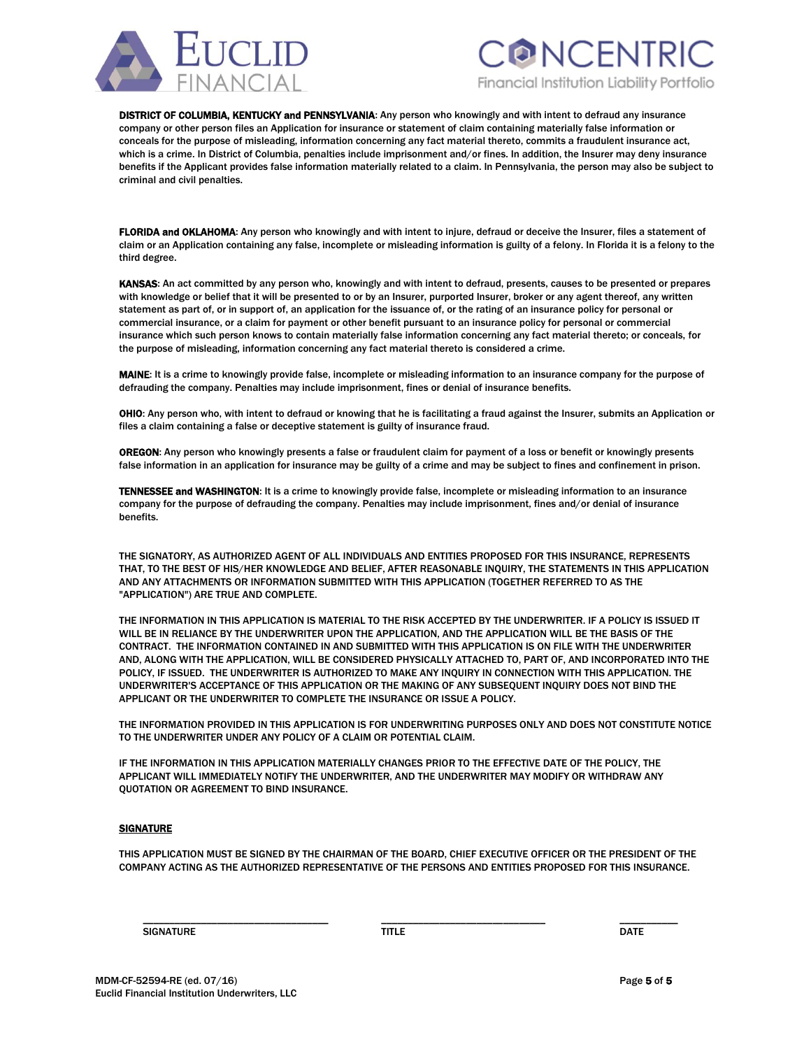**DISTRICT OF COLUMBIA, KENTUCKY and PENNSYLVANIA**: Any person who knowingly and with intent to defraud any insurance company or other person files an Application for insurance or statement of claim containing materially false information or conceals for the purpose of misleading, information concerning any fact material thereto, commits a fraudulent insurance act, which is a crime. In District of Columbia, penalties include imprisonment and/or fines. In addition, the Insurer may deny insurance benefits if the Applicant provides false information materially related to a claim. In Pennsylvania, the person may also be subject to criminal and civil penalties.

**FLORIDA and OKLAHOMA**: Any person who knowingly and with intent to injure, defraud or deceive the Insurer, files a statement of claim or an Application containing any false, incomplete or misleading information is guilty of a felony. In Florida it is a felony to the third degree.

**KANSAS**: An act committed by any person who, knowingly and with intent to defraud, presents, causes to be presented or prepares with knowledge or belief that it will be presented to or by an Insurer, purported Insurer, broker or any agent thereof, any written statement as part of, or in support of, an application for the issuance of, or the rating of an insurance policy for personal or commercial insurance, or a claim for payment or other benefit pursuant to an insurance policy for personal or commercial insurance which such person knows to contain materially false information concerning any fact material thereto; or conceals, for the purpose of misleading, information concerning any fact material thereto is considered a crime.

**MAINE**: It is a crime to knowingly provide false, incomplete or misleading information to an insurance company for the purpose of defrauding the company. Penalties may include imprisonment, fines or denial of insurance benefits.

**OHIO**: Any person who, with intent to defraud or knowing that he is facilitating a fraud against the Insurer, submits an Application or files a claim containing a false or deceptive statement is guilty of insurance fraud.

**OREGON**: Any person who knowingly presents a false or fraudulent claim for payment of a loss or benefit or knowingly presents false information in an application for insurance may be guilty of a crime and may be subject to fines and confinement in prison.

**TENNESSEE and WASHINGTON**: It is a crime to knowingly provide false, incomplete or misleading information to an insurance company for the purpose of defrauding the company. Penalties may include imprisonment, fines and/or denial of insurance benefits.

THE SIGNATORY, AS AUTHORIZED AGENT OF ALL INDIVIDUALS AND ENTITIES PROPOSED FOR THIS INSURANCE, REPRESENTS THAT, TO THE BEST OF HIS/HER KNOWLEDGE AND BELIEF, AFTER REASONABLE INQUIRY, THE STATEMENTS IN THIS APPLICATION AND ANY ATTACHMENTS OR INFORMATION SUBMITTED WITH THIS APPLICATION (TOGETHER REFERRED TO AS THE "APPLICATION") ARE TRUE AND COMPLETE.

THE INFORMATION IN THIS APPLICATION IS MATERIAL TO THE RISK ACCEPTED BY THE UNDERWRITER. IF A POLICY IS ISSUED IT WILL BE IN RELIANCE BY THE UNDERWRITER UPON THE APPLICATION, AND THE APPLICATION WILL BE THE BASIS OF THE CONTRACT. THE INFORMATION CONTAINED IN AND SUBMITTED WITH THIS APPLICATION IS ON FILE WITH THE UNDERWRITER AND, ALONG WITH THE APPLICATION, WILL BE CONSIDERED PHYSICALLY ATTACHED TO, PART OF, AND INCORPORATED INTO THE POLICY, IF ISSUED. THE UNDERWRITER IS AUTHORIZED TO MAKE ANY INQUIRY IN CONNECTION WITH THIS APPLICATION. THE UNDERWRITER'S ACCEPTANCE OF THIS APPLICATION OR THE MAKING OF ANY SUBSEQUENT INQUIRY DOES NOT BIND THE APPLICANT OR THE UNDERWRITER TO COMPLETE THE INSURANCE OR ISSUE A POLICY.

THE INFORMATION PROVIDED IN THIS APPLICATION IS FOR UNDERWRITING PURPOSES ONLY AND DOES NOT CONSTITUTE NOTICE TO THE UNDERWRITER UNDER ANY POLICY OF A CLAIM OR POTENTIAL CLAIM.

IF THE INFORMATION IN THIS APPLICATION MATERIALLY CHANGES PRIOR TO THE EFFECTIVE DATE OF THE POLICY, THE APPLICANT WILL IMMEDIATELY NOTIFY THE UNDERWRITER, AND THE UNDERWRITER MAY MODIFY OR WITHDRAW ANY QUOTATION OR AGREEMENT TO BIND INSURANCE.

**SIGNATURE**

THIS APPLICATION MUST BE SIGNED BY THE CHAIRMAN OF THE BOARD, CHIEF EXECUTIVE OFFICER OR THE PRESIDENT OF THE COMPANY ACTING AS THE AUTHORIZED REPRESENTATIVE OF THE PERSONS AND ENTITIES PROPOSED FOR THIS INSURANCE.

| | | |
|---|---|---|
| ______________________________ | ___________________________ | __________ |
| SIGNATURE | TITLE | DATE |

MDM-CF-52594-RE (ed. 07/16)
Euclid Financial Institution Underwriters, LLC